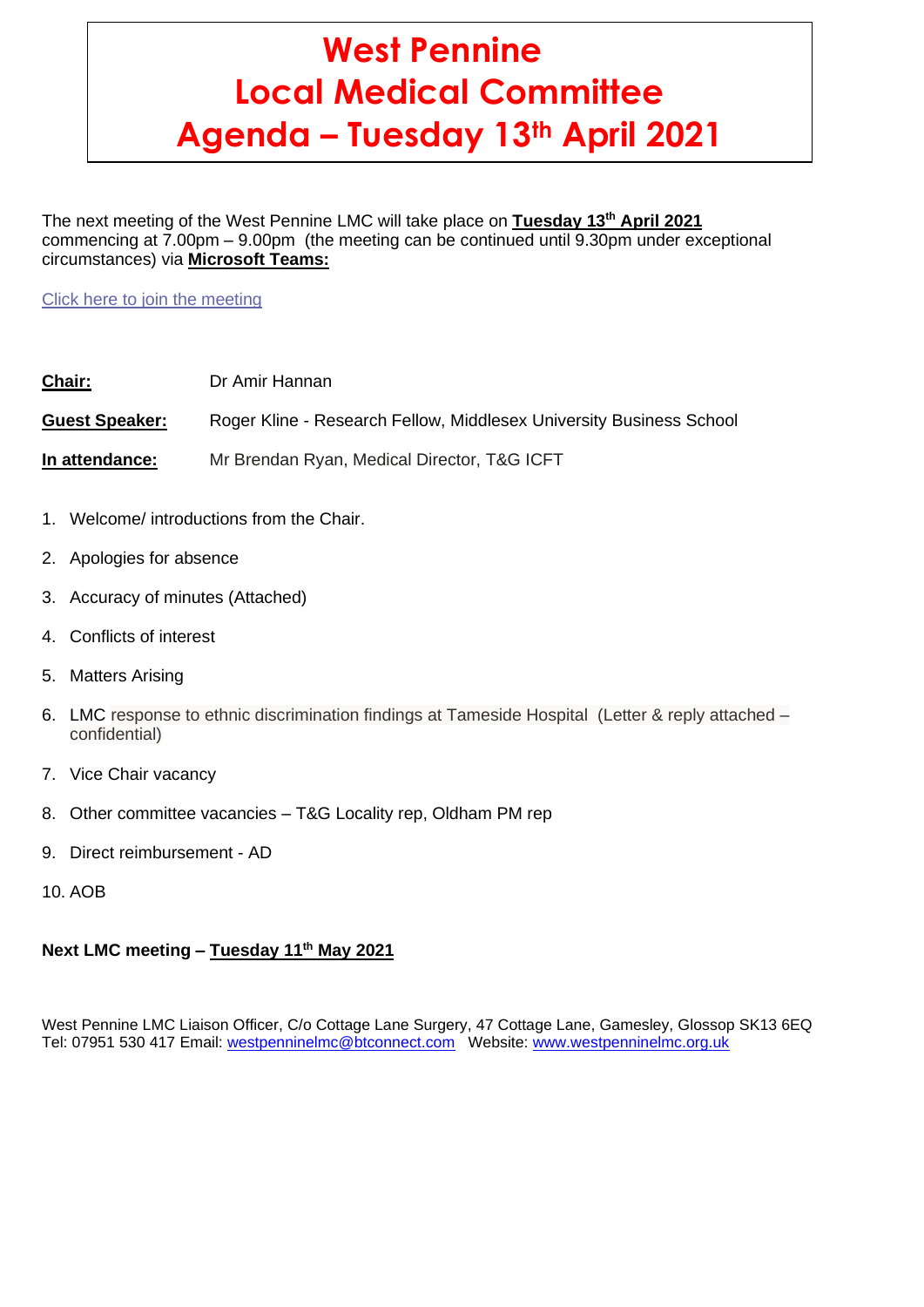# West Pennine Local Medical Committee Agenda – Tuesday 13th April 2021

The next meeting of the West Pennine LMC will take place on **Tuesday 13th April 2021** commencing at 7.00pm – 9.00pm (the meeting can be continued until 9.30pm under exceptional circumstances) via **Microsoft Teams:**

Click here to join the meeting

**Chair:** Dr Amir Hannan

**Guest Speaker:** Roger Kline - Research Fellow, Middlesex University Business School

**In attendance:** Mr Brendan Ryan, Medical Director, T&G ICFT

1. Welcome/ introductions from the Chair.
2. Apologies for absence
3. Accuracy of minutes (Attached)
4. Conflicts of interest
5. Matters Arising
6. LMC response to ethnic discrimination findings at Tameside Hospital (Letter & reply attached – confidential)
7. Vice Chair vacancy
8. Other committee vacancies – T&G Locality rep, Oldham PM rep
9. Direct reimbursement - AD
10. AOB

**Next LMC meeting – Tuesday 11th May 2021**

West Pennine LMC Liaison Officer, C/o Cottage Lane Surgery, 47 Cottage Lane, Gamesley, Glossop SK13 6EQ
Tel: 07951 530 417 Email: westpenninelmc@btconnect.com Website: www.westpenninelmc.org.uk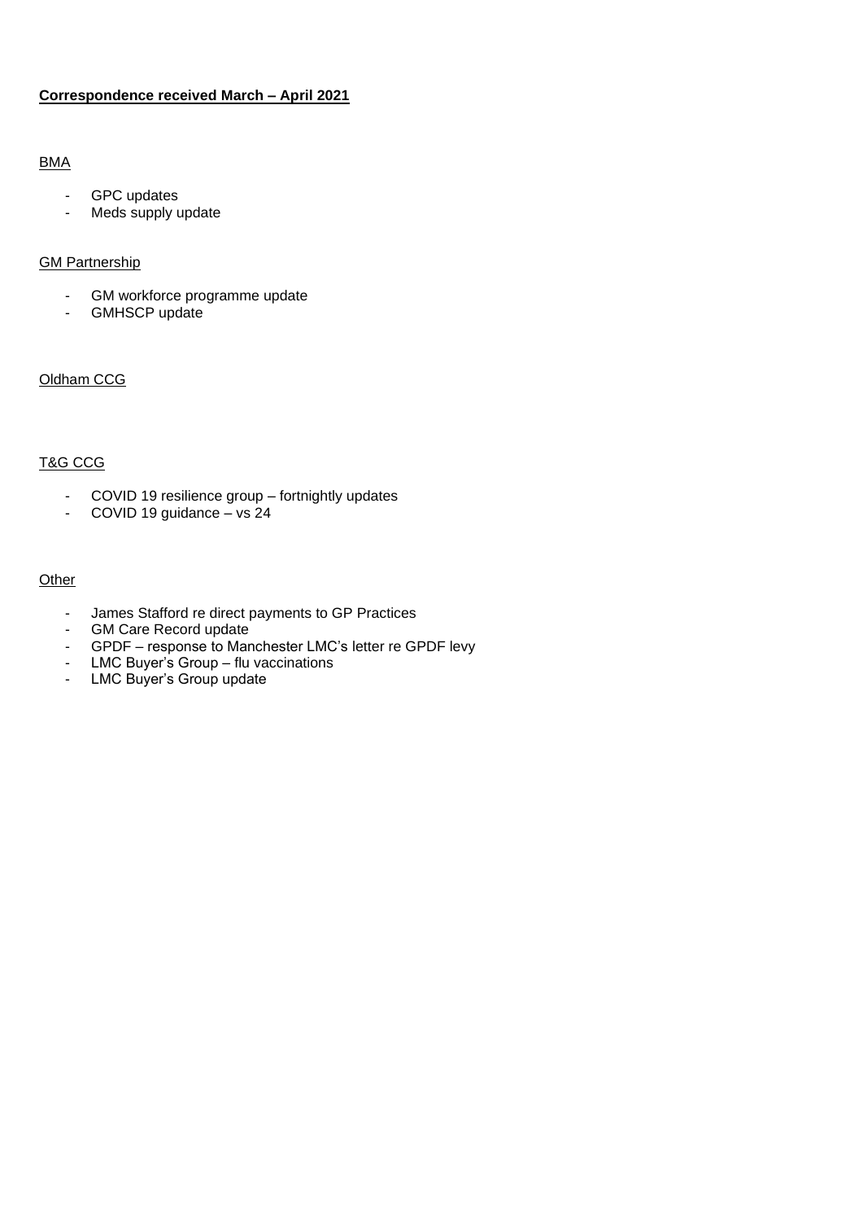**Correspondence received March – April 2021**

BMA

- GPC updates
- Meds supply update

GM Partnership

- GM workforce programme update
- GMHSCP update

Oldham CCG

T&G CCG

- COVID 19 resilience group – fortnightly updates
- COVID 19 guidance – vs 24

Other

- James Stafford re direct payments to GP Practices
- GM Care Record update
- GPDF – response to Manchester LMC's letter re GPDF levy
- LMC Buyer's Group – flu vaccinations
- LMC Buyer's Group update